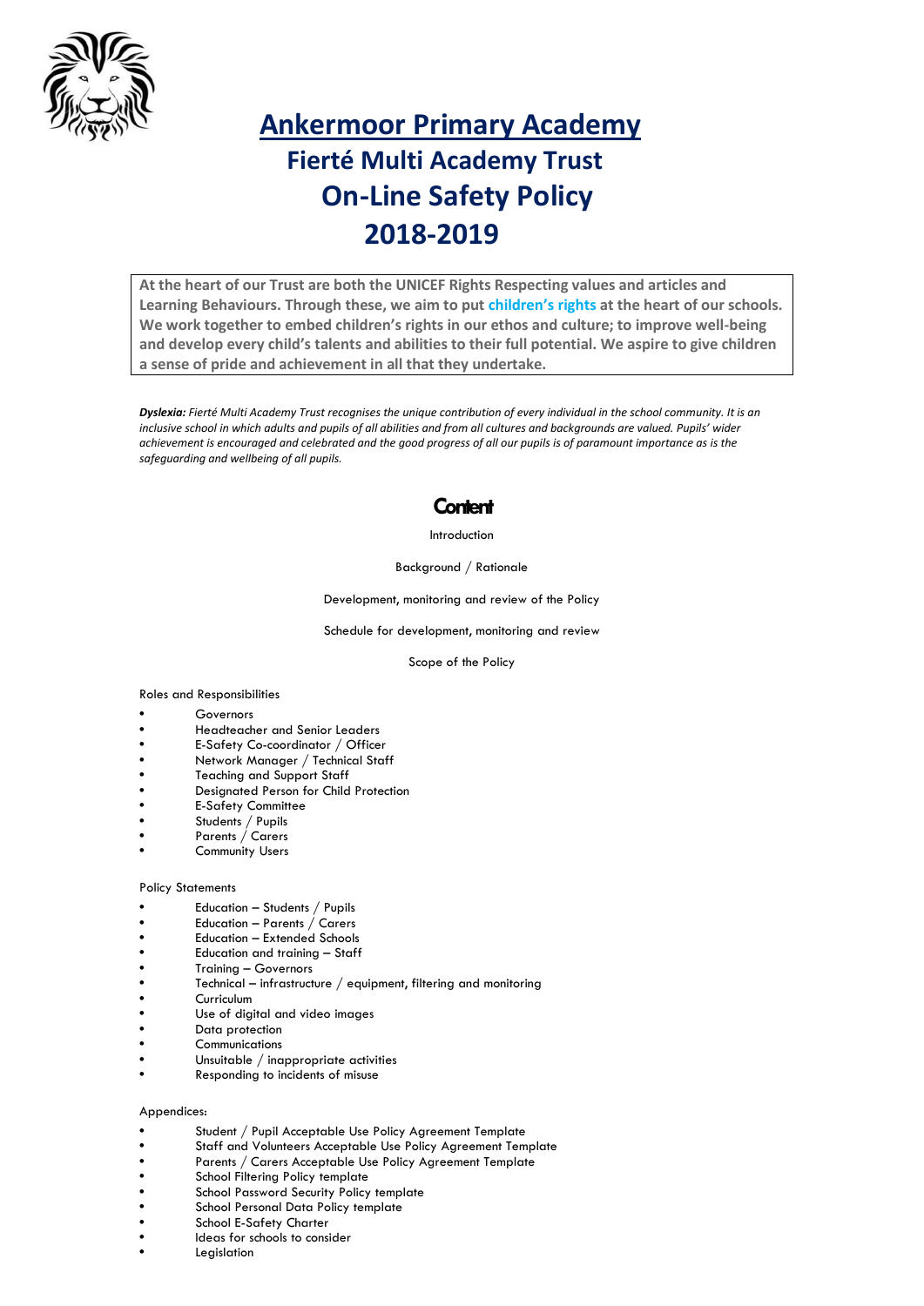# Ankermoor Primary Academy

## Fierté Multi Academy Trust

## On-Line Safety Policy

## 2018-2019

**At the heart of our Trust are both the UNICEF Rights Respecting values and articles and Learning Behaviours. Through these, we aim to put children's rights at the heart of our schools. We work together to embed children's rights in our ethos and culture; to improve well-being and develop every child's talents and abilities to their full potential. We aspire to give children a sense of pride and achievement in all that they undertake.**

***Dyslexia:*** *Fierté Multi Academy Trust recognises the unique contribution of every individual in the school community. It is an inclusive school in which adults and pupils of all abilities and from all cultures and backgrounds are valued. Pupils' wider achievement is encouraged and celebrated and the good progress of all our pupils is of paramount importance as is the safeguarding and wellbeing of all pupils.*

## Content

Introduction

Background / Rationale

Development, monitoring and review of the Policy

Schedule for development, monitoring and review

Scope of the Policy

Roles and Responsibilities

- Governors
- Headteacher and Senior Leaders
- E-Safety Co-coordinator / Officer
- Network Manager / Technical Staff
- Teaching and Support Staff
- Designated Person for Child Protection
- E-Safety Committee
- Students / Pupils
- Parents / Carers
- Community Users

Policy Statements

- Education – Students / Pupils
- Education – Parents / Carers
- Education – Extended Schools
- Education and training – Staff
- Training – Governors
- Technical – infrastructure / equipment, filtering and monitoring
- Curriculum
- Use of digital and video images
- Data protection
- Communications
- Unsuitable / inappropriate activities
- Responding to incidents of misuse

Appendices:

- Student / Pupil Acceptable Use Policy Agreement Template
- Staff and Volunteers Acceptable Use Policy Agreement Template
- Parents / Carers Acceptable Use Policy Agreement Template
- School Filtering Policy template
- School Password Security Policy template
- School Personal Data Policy template
- School E-Safety Charter
- Ideas for schools to consider
- Legislation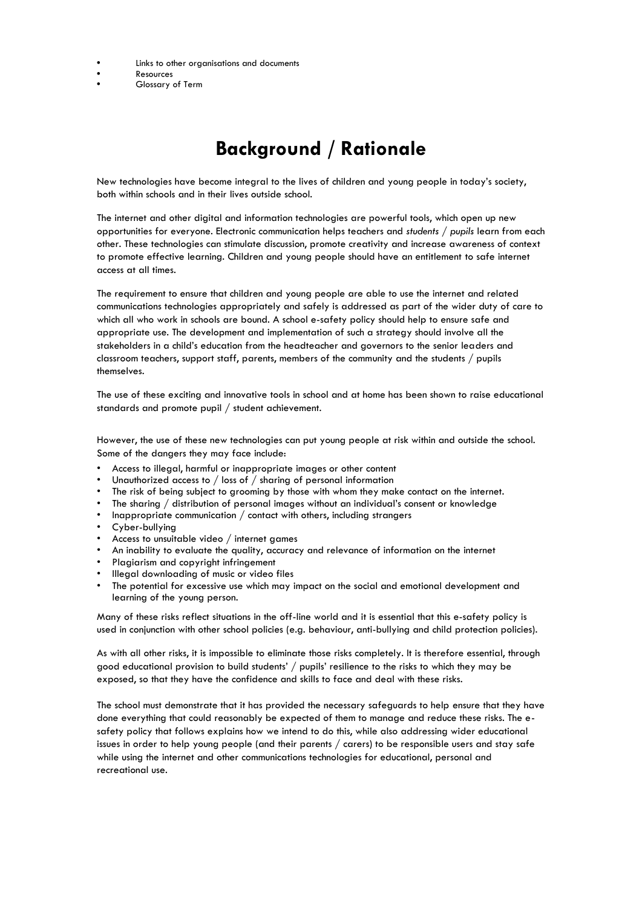- Links to other organisations and documents
- Resources
- Glossary of Term

# Background / Rationale

New technologies have become integral to the lives of children and young people in today's society, both within schools and in their lives outside school.

The internet and other digital and information technologies are powerful tools, which open up new opportunities for everyone. Electronic communication helps teachers and *students / pupils* learn from each other. These technologies can stimulate discussion, promote creativity and increase awareness of context to promote effective learning. Children and young people should have an entitlement to safe internet access at all times.

The requirement to ensure that children and young people are able to use the internet and related communications technologies appropriately and safely is addressed as part of the wider duty of care to which all who work in schools are bound. A school e-safety policy should help to ensure safe and appropriate use. The development and implementation of such a strategy should involve all the stakeholders in a child's education from the headteacher and governors to the senior leaders and classroom teachers, support staff, parents, members of the community and the students / pupils themselves.

The use of these exciting and innovative tools in school and at home has been shown to raise educational standards and promote pupil / student achievement.

However, the use of these new technologies can put young people at risk within and outside the school. Some of the dangers they may face include:

- Access to illegal, harmful or inappropriate images or other content
- Unauthorized access to / loss of / sharing of personal information
- The risk of being subject to grooming by those with whom they make contact on the internet.
- The sharing / distribution of personal images without an individual's consent or knowledge
- Inappropriate communication / contact with others, including strangers
- Cyber-bullying
- Access to unsuitable video / internet games
- An inability to evaluate the quality, accuracy and relevance of information on the internet
- Plagiarism and copyright infringement
- Illegal downloading of music or video files
- The potential for excessive use which may impact on the social and emotional development and learning of the young person.

Many of these risks reflect situations in the off-line world and it is essential that this e-safety policy is used in conjunction with other school policies (e.g. behaviour, anti-bullying and child protection policies).

As with all other risks, it is impossible to eliminate those risks completely. It is therefore essential, through good educational provision to build students' / pupils' resilience to the risks to which they may be exposed, so that they have the confidence and skills to face and deal with these risks.

The school must demonstrate that it has provided the necessary safeguards to help ensure that they have done everything that could reasonably be expected of them to manage and reduce these risks. The e-safety policy that follows explains how we intend to do this, while also addressing wider educational issues in order to help young people (and their parents / carers) to be responsible users and stay safe while using the internet and other communications technologies for educational, personal and recreational use.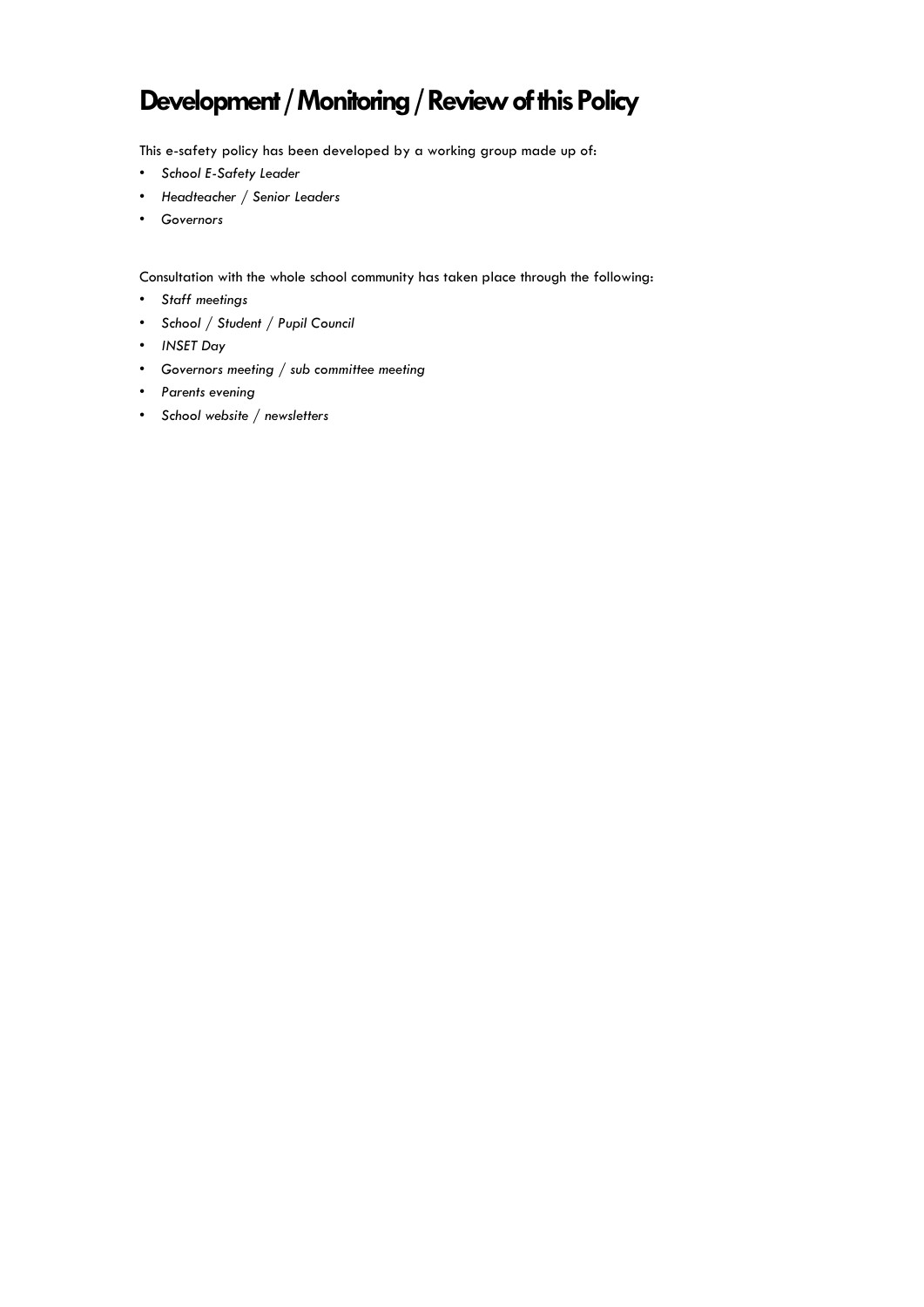# Development / Monitoring / Review of this Policy

This e-safety policy has been developed by a working group made up of:

- *School E-Safety Leader*
- *Headteacher / Senior Leaders*
- *Governors*

Consultation with the whole school community has taken place through the following:

- *Staff meetings*
- *School / Student / Pupil Council*
- *INSET Day*
- *Governors meeting / sub committee meeting*
- *Parents evening*
- *School website / newsletters*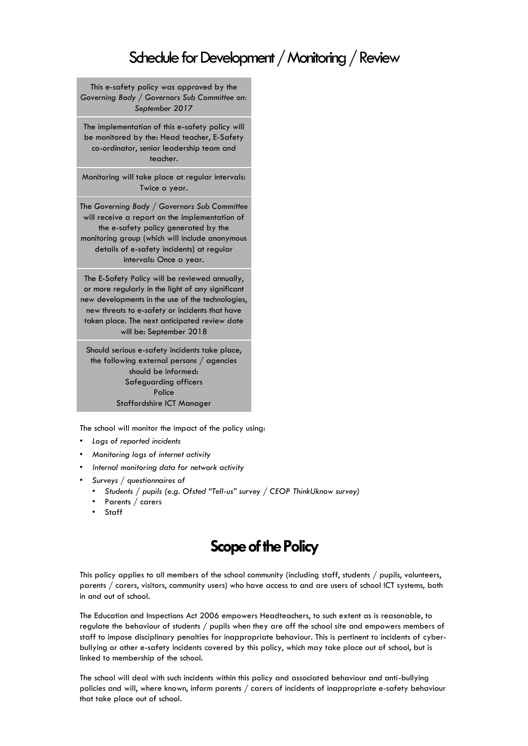# Schedule for Development / Monitoring / Review

| |
|---|
| This e-safety policy was approved by the *Governing Body / Governors Sub Committee on: September 2017* |
| The implementation of this e-safety policy will be monitored by the: Head teacher, E-Safety co-ordinator, senior leadership team and teacher. |
| Monitoring will take place at regular intervals: Twice a year. |
| The *Governing Body / Governors Sub Committee* will receive a report on the implementation of the e-safety policy generated by the monitoring group (which will include anonymous details of e-safety incidents) at regular intervals: Once a year. |
| The E-Safety Policy will be reviewed annually, or more regularly in the light of any significant new developments in the use of the technologies, new threats to e-safety or incidents that have taken place. The next anticipated review date will be: September 2018 |
| Should serious e-safety incidents take place, the following external persons / agencies should be informed: Safeguarding officers, Police, Staffordshire ICT Manager |

The school will monitor the impact of the policy using:

- *Logs of reported incidents*
- *Monitoring logs of internet activity*
- *Internal monitoring data for network activity*
- *Surveys / questionnaires of*
  - *Students / pupils (e.g. Ofsted "Tell-us" survey / CEOP ThinkUknow survey)*
  - Parents / carers
  - Staff

# Scope of the Policy

This policy applies to all members of the school community (including staff, students / pupils, volunteers, parents / carers, visitors, community users) who have access to and are users of school ICT systems, both in and out of school.

The Education and Inspections Act 2006 empowers Headteachers, to such extent as is reasonable, to regulate the behaviour of students / pupils when they are off the school site and empowers members of staff to impose disciplinary penalties for inappropriate behaviour. This is pertinent to incidents of cyber-bullying or other e-safety incidents covered by this policy, which may take place out of school, but is linked to membership of the school.

The school will deal with such incidents within this policy and associated behaviour and anti-bullying policies and will, where known, inform parents / carers of incidents of inappropriate e-safety behaviour that take place out of school.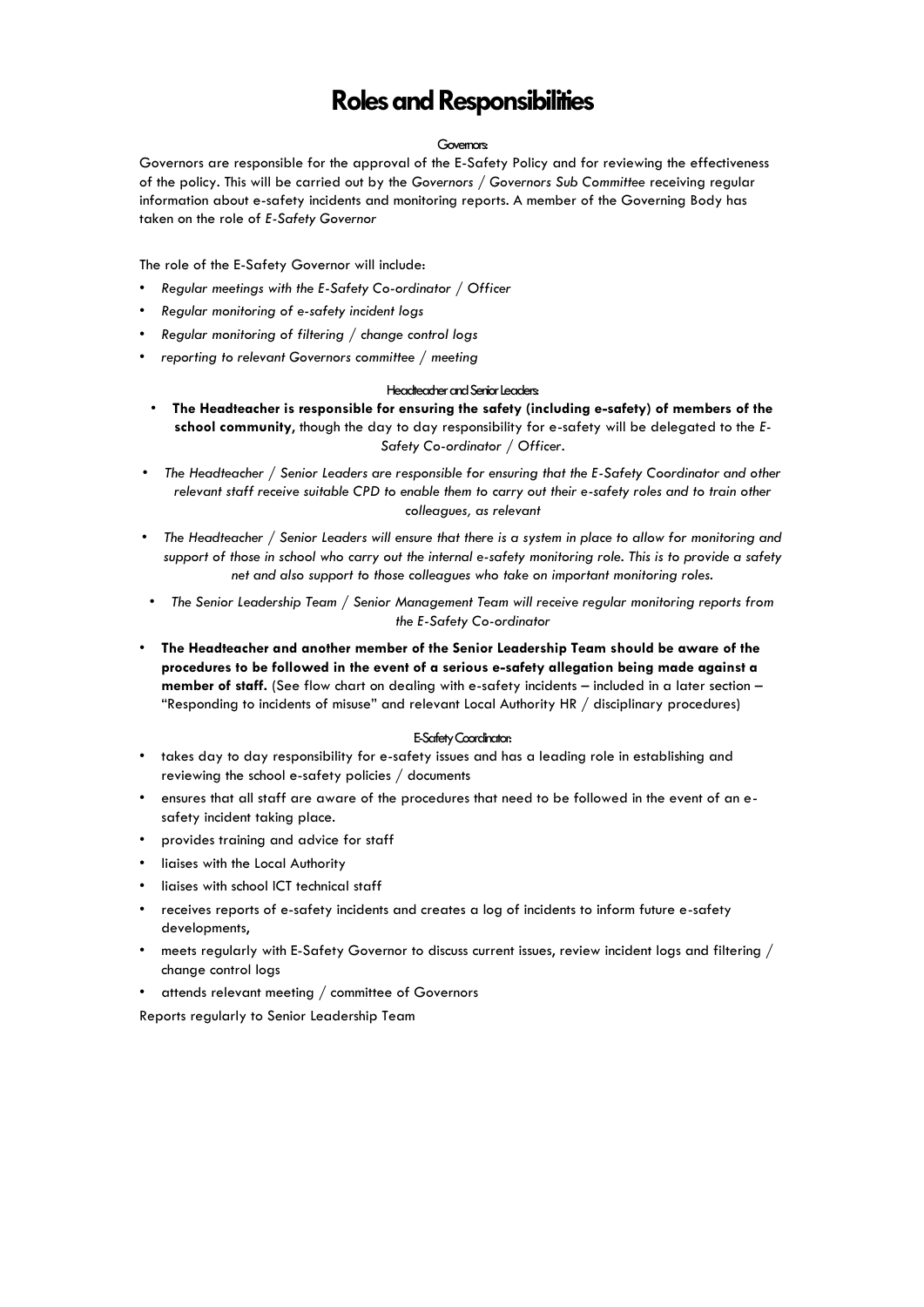# Roles and Responsibilities

### Governors:

Governors are responsible for the approval of the E-Safety Policy and for reviewing the effectiveness of the policy. This will be carried out by the *Governors / Governors Sub Committee* receiving regular information about e-safety incidents and monitoring reports. A member of the Governing Body has taken on the role of *E-Safety Governor*

The role of the E-Safety Governor will include:

- *Regular meetings with the E-Safety Co-ordinator / Officer*
- *Regular monitoring of e-safety incident logs*
- *Regular monitoring of filtering / change control logs*
- *reporting to relevant Governors committee / meeting*

### Headteacher and Senior Leaders:

- **The Headteacher is responsible for ensuring the safety (including e-safety) of members of the school community,** though the day to day responsibility for e-safety will be delegated to the *E-Safety Co-ordinator / Officer*.
- *The Headteacher / Senior Leaders are responsible for ensuring that the E-Safety Coordinator and other relevant staff receive suitable CPD to enable them to carry out their e-safety roles and to train other colleagues, as relevant*
- *The Headteacher / Senior Leaders will ensure that there is a system in place to allow for monitoring and support of those in school who carry out the internal e-safety monitoring role. This is to provide a safety net and also support to those colleagues who take on important monitoring roles.*
- *The Senior Leadership Team / Senior Management Team will receive regular monitoring reports from the E-Safety Co-ordinator*
- **The Headteacher and another member of the Senior Leadership Team should be aware of the procedures to be followed in the event of a serious e-safety allegation being made against a member of staff.** (See flow chart on dealing with e-safety incidents – included in a later section – "Responding to incidents of misuse" and relevant Local Authority HR / disciplinary procedures)

### E-Safety Coordinator:

- takes day to day responsibility for e-safety issues and has a leading role in establishing and reviewing the school e-safety policies / documents
- ensures that all staff are aware of the procedures that need to be followed in the event of an e-safety incident taking place.
- provides training and advice for staff
- liaises with the Local Authority
- liaises with school ICT technical staff
- receives reports of e-safety incidents and creates a log of incidents to inform future e-safety developments,
- meets regularly with E-Safety Governor to discuss current issues, review incident logs and filtering / change control logs
- attends relevant meeting / committee of Governors

Reports regularly to Senior Leadership Team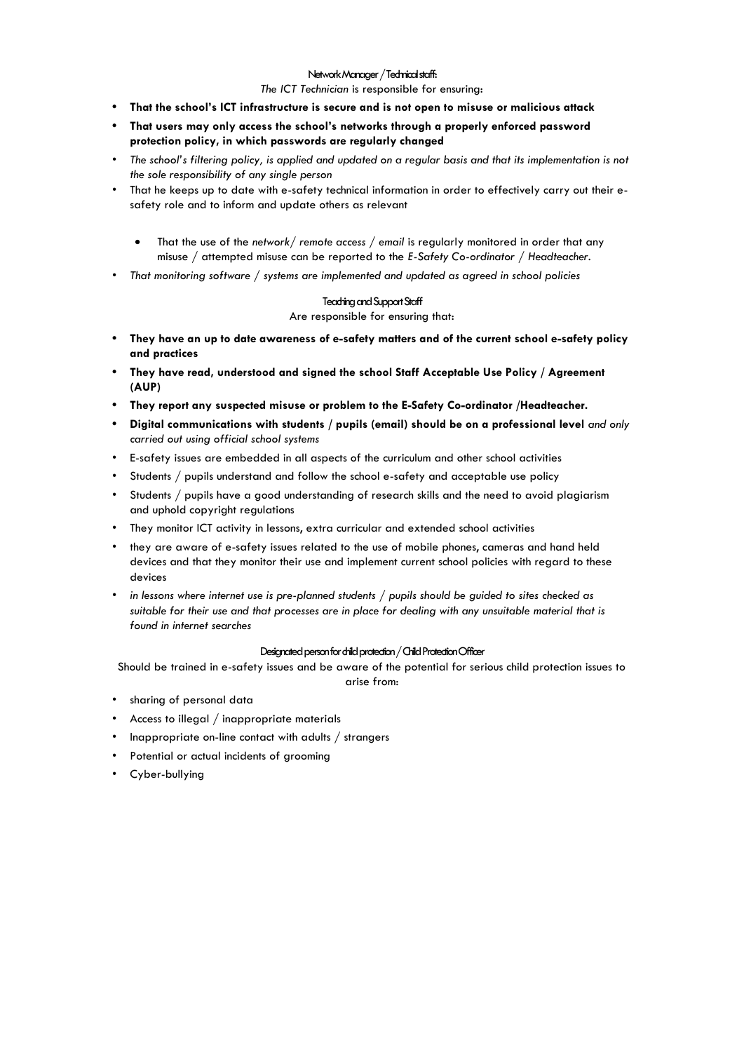### Network Manager / Technical staff:

*The ICT Technician* is responsible for ensuring:

- **That the school's ICT infrastructure is secure and is not open to misuse or malicious attack**
- **That users may only access the school's networks through a properly enforced password protection policy, in which passwords are regularly changed**
- *The school's filtering policy, is applied and updated on a regular basis and that its implementation is not the sole responsibility of any single person*
- That he keeps up to date with e-safety technical information in order to effectively carry out their e-safety role and to inform and update others as relevant
    - That the use of the *network/ remote access / email* is regularly monitored in order that any misuse / attempted misuse can be reported to the *E-Safety Co-ordinator / Headteacher*.
- *That monitoring software / systems are implemented and updated as agreed in school policies*

### Teaching and Support Staff

Are responsible for ensuring that:

- **They have an up to date awareness of e-safety matters and of the current school e-safety policy and practices**
- **They have read, understood and signed the school Staff Acceptable Use Policy / Agreement (AUP)**
- **They report any suspected misuse or problem to the E-Safety Co-ordinator /Headteacher.**
- **Digital communications with students / pupils (email) should be on a professional level** *and only carried out using official school systems*
- E-safety issues are embedded in all aspects of the curriculum and other school activities
- Students / pupils understand and follow the school e-safety and acceptable use policy
- Students / pupils have a good understanding of research skills and the need to avoid plagiarism and uphold copyright regulations
- They monitor ICT activity in lessons, extra curricular and extended school activities
- they are aware of e-safety issues related to the use of mobile phones, cameras and hand held devices and that they monitor their use and implement current school policies with regard to these devices
- *in lessons where internet use is pre-planned students / pupils should be guided to sites checked as suitable for their use and that processes are in place for dealing with any unsuitable material that is found in internet searches*

### Designated person for child protection / Child Protection Officer

Should be trained in e-safety issues and be aware of the potential for serious child protection issues to arise from:

- sharing of personal data
- Access to illegal / inappropriate materials
- Inappropriate on-line contact with adults / strangers
- Potential or actual incidents of grooming
- Cyber-bullying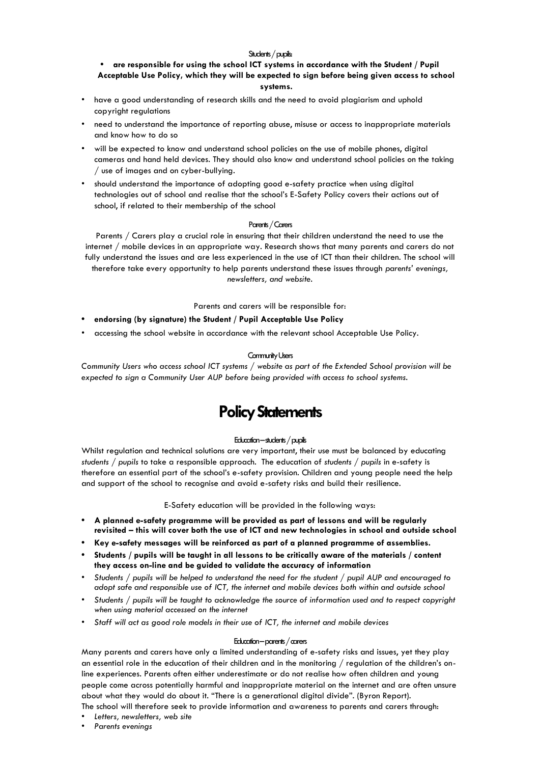#### Students / pupils:

- **are responsible for using the school ICT systems in accordance with the Student / Pupil Acceptable Use Policy, which they will be expected to sign before being given access to school systems.**
- have a good understanding of research skills and the need to avoid plagiarism and uphold copyright regulations
- need to understand the importance of reporting abuse, misuse or access to inappropriate materials and know how to do so
- will be expected to know and understand school policies on the use of mobile phones, digital cameras and hand held devices. They should also know and understand school policies on the taking / use of images and on cyber-bullying.
- should understand the importance of adopting good e-safety practice when using digital technologies out of school and realise that the school's E-Safety Policy covers their actions out of school, if related to their membership of the school

#### Parents / Carers

Parents / Carers play a crucial role in ensuring that their children understand the need to use the internet / mobile devices in an appropriate way. Research shows that many parents and carers do not fully understand the issues and are less experienced in the use of ICT than their children. The school will therefore take every opportunity to help parents understand these issues through *parents' evenings, newsletters, and website*.

Parents and carers will be responsible for:

- **endorsing (by signature) the Student / Pupil Acceptable Use Policy**
- accessing the school website in accordance with the relevant school Acceptable Use Policy.

#### Community Users

*Community Users who access school ICT systems / website as part of the Extended School provision will be expected to sign a Community User AUP before being provided with access to school systems.*

# Policy Statements

#### Education – students / pupils

Whilst regulation and technical solutions are very important, their use must be balanced by educating *students / pupils* to take a responsible approach. The education of *students / pupils* in e-safety is therefore an essential part of the school's e-safety provision. Children and young people need the help and support of the school to recognise and avoid e-safety risks and build their resilience.

E-Safety education will be provided in the following ways:

- **A planned e-safety programme will be provided as part of lessons and will be regularly revisited – this will cover both the use of ICT and new technologies in school and outside school**
- **Key e-safety messages will be reinforced as part of a planned programme of assemblies.**
- **Students / pupils will be taught in all lessons to be critically aware of the materials / content they access on-line and be guided to validate the accuracy of information**
- *Students / pupils will be helped to understand the need for the student / pupil AUP and encouraged to adopt safe and responsible use of ICT, the internet and mobile devices both within and outside school*
- *Students / pupils will be taught to acknowledge the source of information used and to respect copyright when using material accessed on the internet*
- *Staff will act as good role models in their use of ICT, the internet and mobile devices*

#### Education – parents / carers

Many parents and carers have only a limited understanding of e-safety risks and issues, yet they play an essential role in the education of their children and in the monitoring / regulation of the children's on-line experiences. Parents often either underestimate or do not realise how often children and young people come across potentially harmful and inappropriate material on the internet and are often unsure about what they would do about it. "There is a generational digital divide". (Byron Report).

The school will therefore seek to provide information and awareness to parents and carers through:

- *Letters, newsletters, web site*
- *Parents evenings*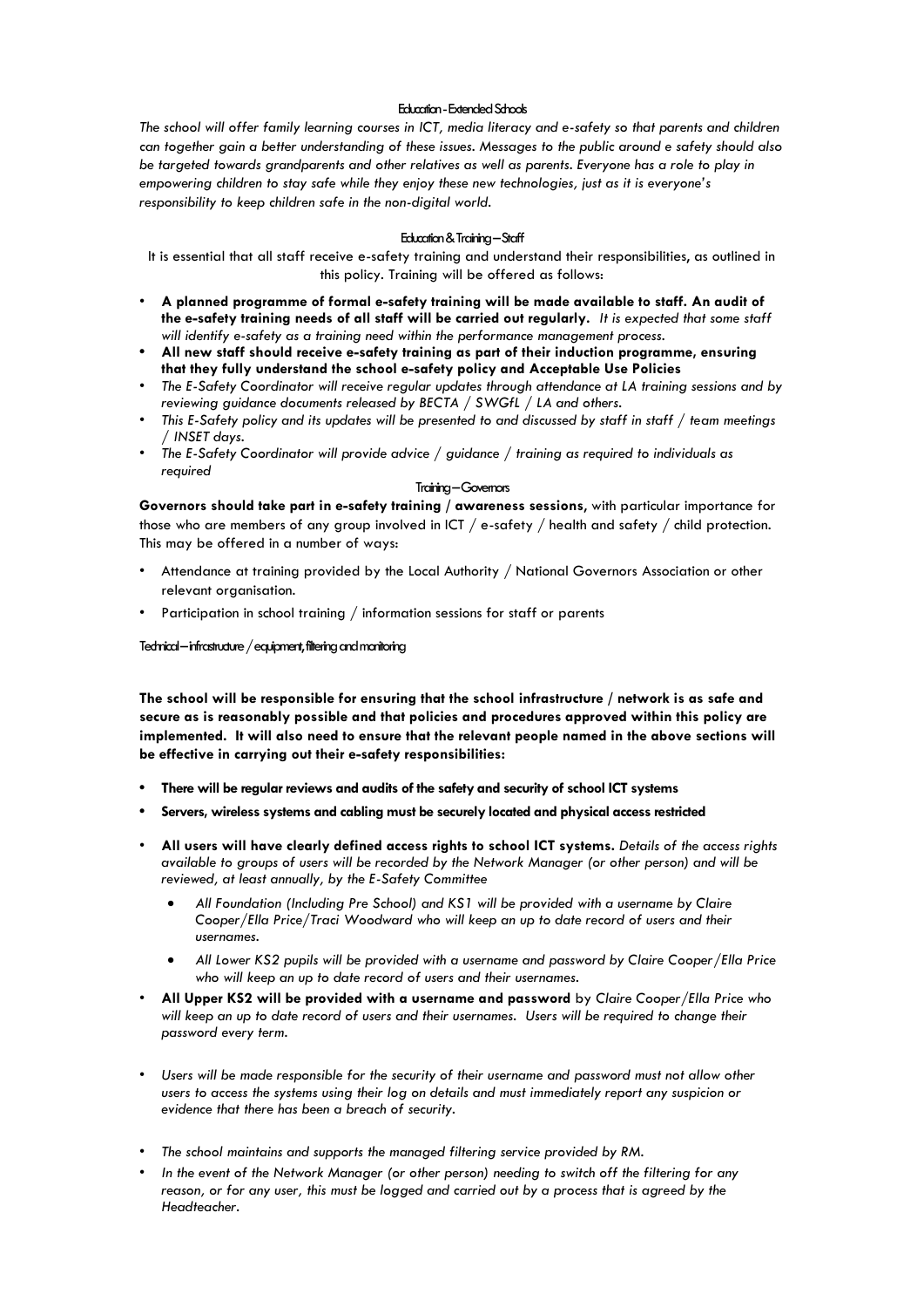### Education - Extended Schools

*The school will offer family learning courses in ICT, media literacy and e-safety so that parents and children can together gain a better understanding of these issues. Messages to the public around e safety should also be targeted towards grandparents and other relatives as well as parents. Everyone has a role to play in empowering children to stay safe while they enjoy these new technologies, just as it is everyone's responsibility to keep children safe in the non-digital world.*

### Education & Training – Staff

It is essential that all staff receive e-safety training and understand their responsibilities, as outlined in this policy. Training will be offered as follows:

- **A planned programme of formal e-safety training will be made available to staff. An audit of the e-safety training needs of all staff will be carried out regularly.** *It is expected that some staff will identify e-safety as a training need within the performance management process.*
- **All new staff should receive e-safety training as part of their induction programme, ensuring that they fully understand the school e-safety policy and Acceptable Use Policies**
- *The E-Safety Coordinator will receive regular updates through attendance at LA training sessions and by reviewing guidance documents released by BECTA / SWGfL / LA and others.*
- *This E-Safety policy and its updates will be presented to and discussed by staff in staff / team meetings / INSET days.*
- *The E-Safety Coordinator will provide advice / guidance / training as required to individuals as required*

### Training – Governors

**Governors should take part in e-safety training / awareness sessions,** with particular importance for those who are members of any group involved in ICT / e-safety / health and safety / child protection. This may be offered in a number of ways:

- Attendance at training provided by the Local Authority / National Governors Association or other relevant organisation.
- Participation in school training / information sessions for staff or parents

### Technical – infrastructure / equipment, filtering and monitoring

**The school will be responsible for ensuring that the school infrastructure / network is as safe and secure as is reasonably possible and that policies and procedures approved within this policy are implemented. It will also need to ensure that the relevant people named in the above sections will be effective in carrying out their e-safety responsibilities:**

- **There will be regular reviews and audits of the safety and security of school ICT systems**
- **Servers, wireless systems and cabling must be securely located and physical access restricted**
- **All users will have clearly defined access rights to school ICT systems.** *Details of the access rights available to groups of users will be recorded by the Network Manager (or other person) and will be reviewed, at least annually, by the E-Safety Committee*
  - *All Foundation (Including Pre School) and KS1 will be provided with a username by Claire Cooper/Ella Price/Traci Woodward who will keep an up to date record of users and their usernames.*
  - *All Lower KS2 pupils will be provided with a username and password by Claire Cooper/Ella Price who will keep an up to date record of users and their usernames.*
- **All Upper KS2 will be provided with a username and password** by *Claire Cooper/Ella Price who will keep an up to date record of users and their usernames. Users will be required to change their password every term.*
- *Users will be made responsible for the security of their username and password must not allow other users to access the systems using their log on details and must immediately report any suspicion or evidence that there has been a breach of security.*
- *The school maintains and supports the managed filtering service provided by RM.*
- *In the event of the Network Manager (or other person) needing to switch off the filtering for any reason, or for any user, this must be logged and carried out by a process that is agreed by the Headteacher.*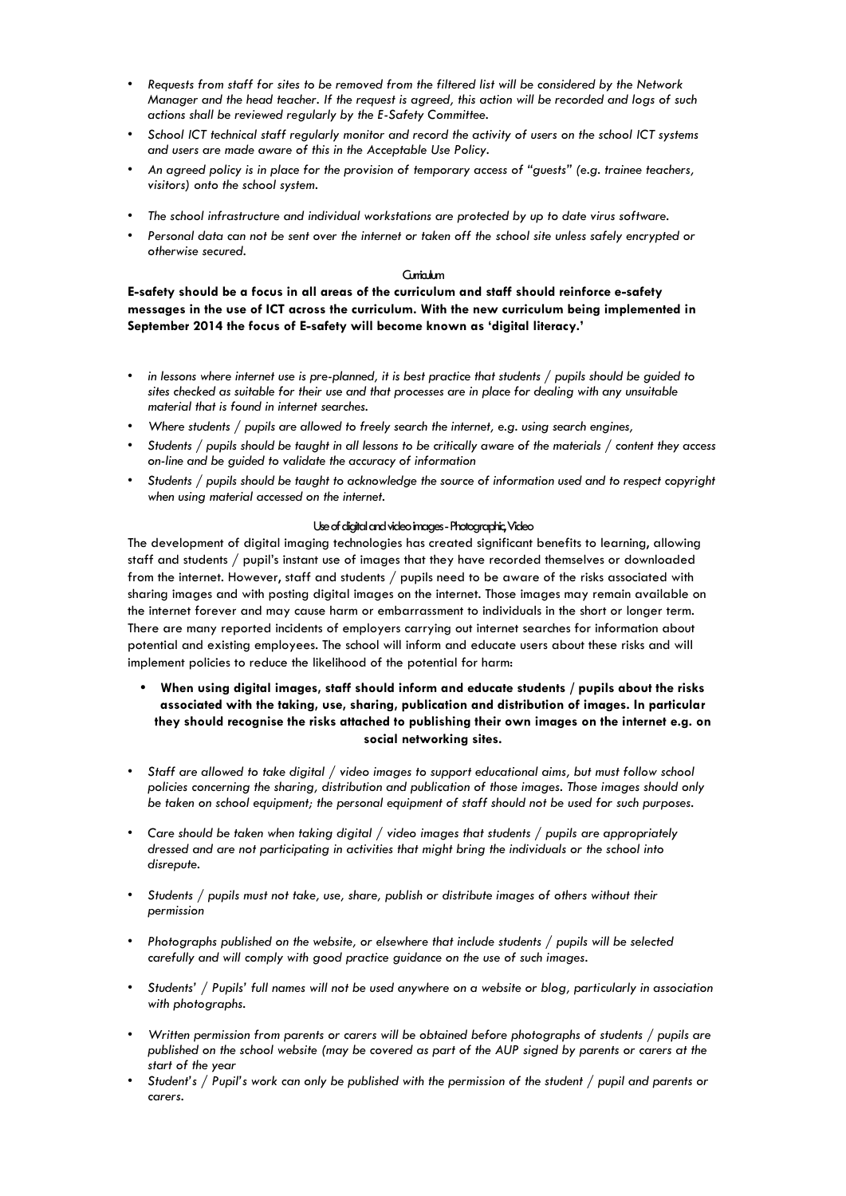- *Requests from staff for sites to be removed from the filtered list will be considered by the Network Manager and the head teacher. If the request is agreed, this action will be recorded and logs of such actions shall be reviewed regularly by the E-Safety Committee.*
- *School ICT technical staff regularly monitor and record the activity of users on the school ICT systems and users are made aware of this in the Acceptable Use Policy.*
- *An agreed policy is in place for the provision of temporary access of "guests" (e.g. trainee teachers, visitors) onto the school system.*
- *The school infrastructure and individual workstations are protected by up to date virus software.*
- *Personal data can not be sent over the internet or taken off the school site unless safely encrypted or otherwise secured.*

## Curriculum

**E-safety should be a focus in all areas of the curriculum and staff should reinforce e-safety messages in the use of ICT across the curriculum. With the new curriculum being implemented in September 2014 the focus of E-safety will become known as 'digital literacy.'**

- *in lessons where internet use is pre-planned, it is best practice that students / pupils should be guided to sites checked as suitable for their use and that processes are in place for dealing with any unsuitable material that is found in internet searches.*
- *Where students / pupils are allowed to freely search the internet, e.g. using search engines,*
- *Students / pupils should be taught in all lessons to be critically aware of the materials / content they access on-line and be guided to validate the accuracy of information*
- *Students / pupils should be taught to acknowledge the source of information used and to respect copyright when using material accessed on the internet.*

## Use of digital and video images - Photographic, Video

The development of digital imaging technologies has created significant benefits to learning, allowing staff and students / pupil's instant use of images that they have recorded themselves or downloaded from the internet. However, staff and students / pupils need to be aware of the risks associated with sharing images and with posting digital images on the internet. Those images may remain available on the internet forever and may cause harm or embarrassment to individuals in the short or longer term. There are many reported incidents of employers carrying out internet searches for information about potential and existing employees. The school will inform and educate users about these risks and will implement policies to reduce the likelihood of the potential for harm:

- **When using digital images, staff should inform and educate students / pupils about the risks associated with the taking, use, sharing, publication and distribution of images. In particular they should recognise the risks attached to publishing their own images on the internet e.g. on social networking sites.**
- *Staff are allowed to take digital / video images to support educational aims, but must follow school policies concerning the sharing, distribution and publication of those images. Those images should only be taken on school equipment; the personal equipment of staff should not be used for such purposes.*
- *Care should be taken when taking digital / video images that students / pupils are appropriately dressed and are not participating in activities that might bring the individuals or the school into disrepute.*
- *Students / pupils must not take, use, share, publish or distribute images of others without their permission*
- *Photographs published on the website, or elsewhere that include students / pupils will be selected carefully and will comply with good practice guidance on the use of such images.*
- *Students' / Pupils' full names will not be used anywhere on a website or blog, particularly in association with photographs.*
- *Written permission from parents or carers will be obtained before photographs of students / pupils are published on the school website (may be covered as part of the AUP signed by parents or carers at the start of the year*
- *Student's / Pupil's work can only be published with the permission of the student / pupil and parents or carers.*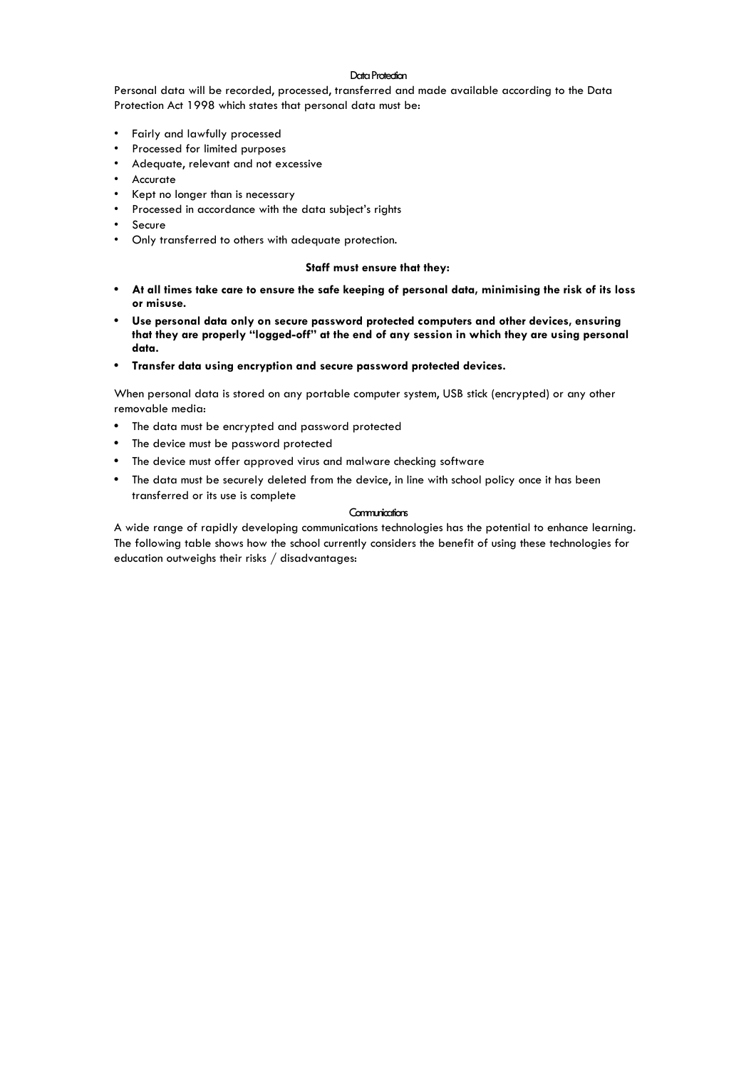## Data Protection

Personal data will be recorded, processed, transferred and made available according to the Data Protection Act 1998 which states that personal data must be:

- Fairly and lawfully processed
- Processed for limited purposes
- Adequate, relevant and not excessive
- Accurate
- Kept no longer than is necessary
- Processed in accordance with the data subject's rights
- Secure
- Only transferred to others with adequate protection.

**Staff must ensure that they:**

- **At all times take care to ensure the safe keeping of personal data, minimising the risk of its loss or misuse.**
- **Use personal data only on secure password protected computers and other devices, ensuring that they are properly "logged-off" at the end of any session in which they are using personal data.**
- **Transfer data using encryption and secure password protected devices.**

When personal data is stored on any portable computer system, USB stick (encrypted) or any other removable media:

- The data must be encrypted and password protected
- The device must be password protected
- The device must offer approved virus and malware checking software
- The data must be securely deleted from the device, in line with school policy once it has been transferred or its use is complete

## Communications

A wide range of rapidly developing communications technologies has the potential to enhance learning. The following table shows how the school currently considers the benefit of using these technologies for education outweighs their risks / disadvantages: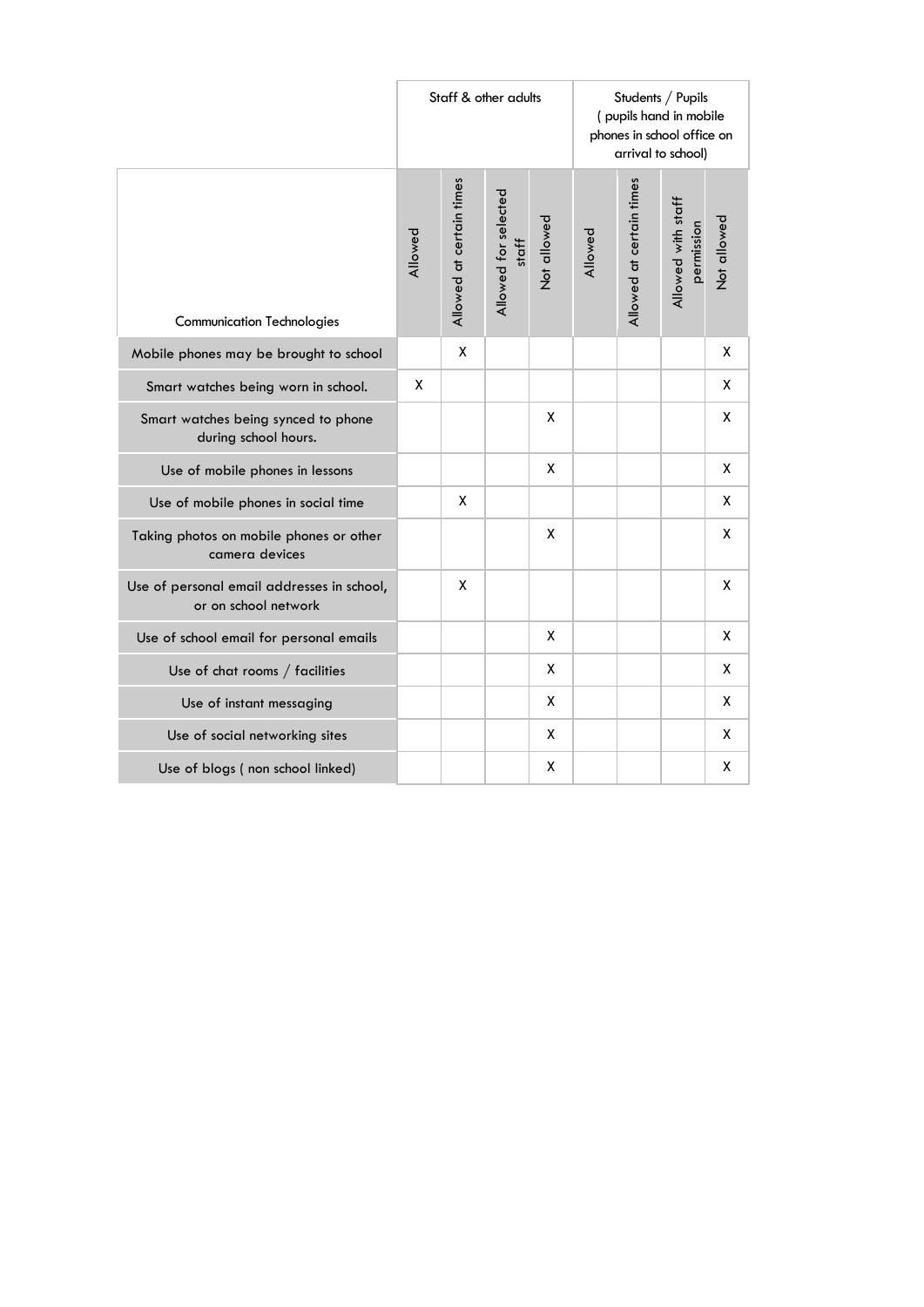| Communication Technologies | Staff & other adults | | | | Students / Pupils ( pupils hand in mobile phones in school office on arrival to school) | | | |
|---|---|---|---|---|---|---|---|---|
| | Allowed | Allowed at certain times | Allowed for selected staff | Not allowed | Allowed | Allowed at certain times | Allowed with staff permission | Not allowed |
| Mobile phones may be brought to school | | X | | | | | | X |
| Smart watches being worn in school. | X | | | | | | | X |
| Smart watches being synced to phone during school hours. | | | | X | | | | X |
| Use of mobile phones in lessons | | | | X | | | | X |
| Use of mobile phones in social time | | X | | | | | | X |
| Taking photos on mobile phones or other camera devices | | | | X | | | | X |
| Use of personal email addresses in school, or on school network | | X | | | | | | X |
| Use of school email for personal emails | | | | X | | | | X |
| Use of chat rooms / facilities | | | | X | | | | X |
| Use of instant messaging | | | | X | | | | X |
| Use of social networking sites | | | | X | | | | X |
| Use of blogs ( non school linked) | | | | X | | | | X |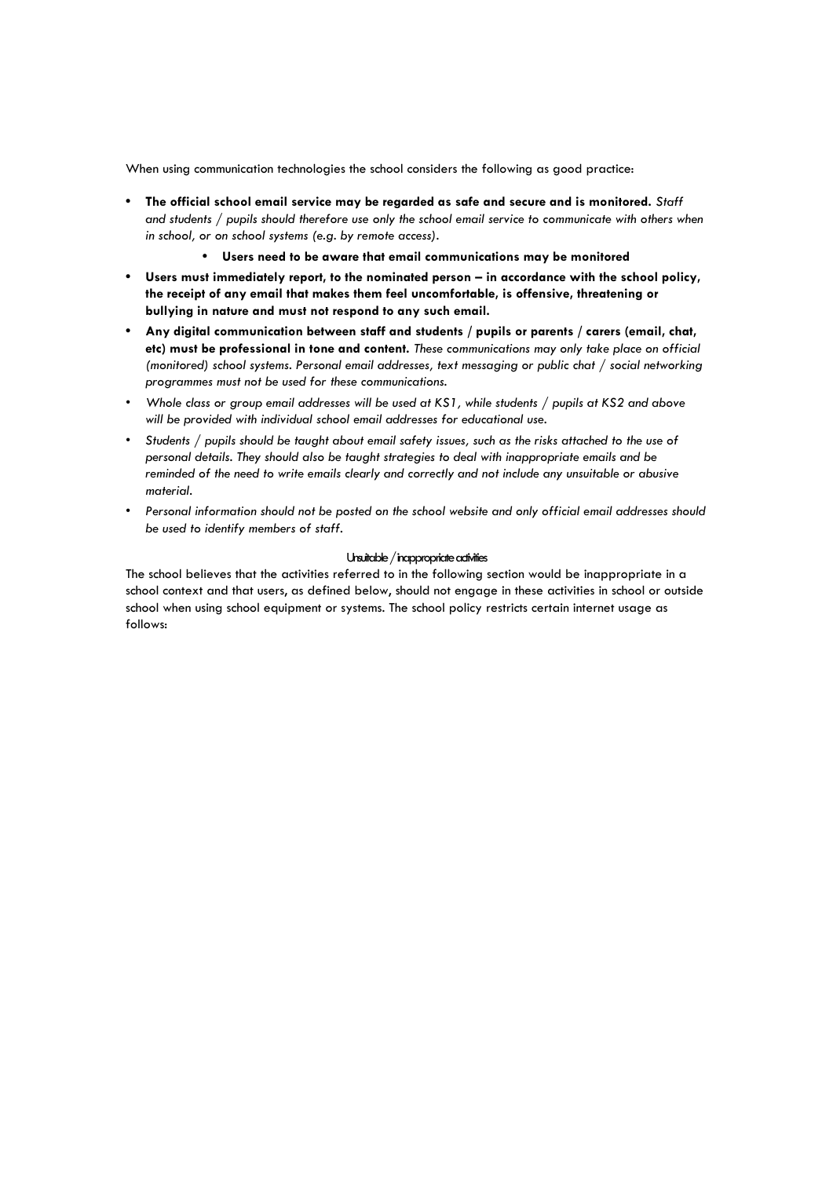When using communication technologies the school considers the following as good practice:

- **The official school email service may be regarded as safe and secure and is monitored.** *Staff and students / pupils should therefore use only the school email service to communicate with others when in school, or on school systems (e.g. by remote access).*
    - **Users need to be aware that email communications may be monitored**
- **Users must immediately report, to the nominated person – in accordance with the school policy, the receipt of any email that makes them feel uncomfortable, is offensive, threatening or bullying in nature and must not respond to any such email.**
- **Any digital communication between staff and students / pupils or parents / carers (email, chat, etc) must be professional in tone and content.** *These communications may only take place on official (monitored) school systems. Personal email addresses, text messaging or public chat / social networking programmes must not be used for these communications.*
- *Whole class or group email addresses will be used at KS1, while students / pupils at KS2 and above will be provided with individual school email addresses for educational use.*
- *Students / pupils should be taught about email safety issues, such as the risks attached to the use of personal details. They should also be taught strategies to deal with inappropriate emails and be reminded of the need to write emails clearly and correctly and not include any unsuitable or abusive material.*
- *Personal information should not be posted on the school website and only official email addresses should be used to identify members of staff.*

### Unsuitable / inappropriate activities

The school believes that the activities referred to in the following section would be inappropriate in a school context and that users, as defined below, should not engage in these activities in school or outside school when using school equipment or systems. The school policy restricts certain internet usage as follows: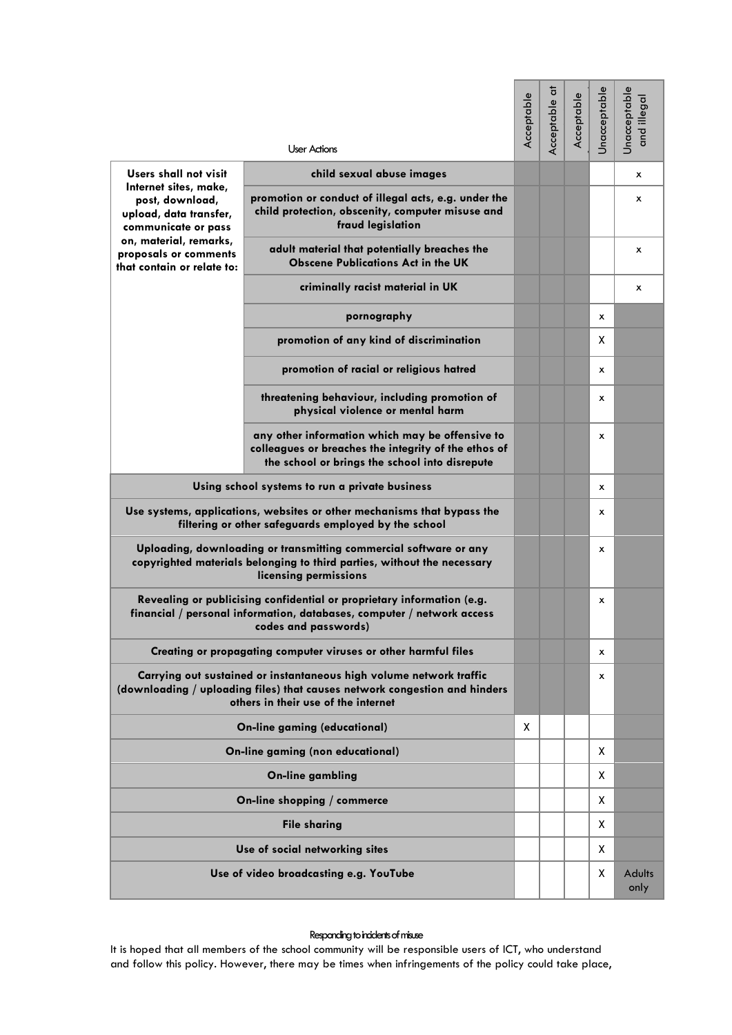| User Actions | | Acceptable | Acceptable at | Acceptable | Unacceptable | Unacceptable and illegal |
|---|---|---|---|---|---|---|
| **Users shall not visit Internet sites, make, post, download, upload, data transfer, communicate or pass on, material, remarks, proposals or comments that contain or relate to:** | **child sexual abuse images** | | | | | x |
| | **promotion or conduct of illegal acts, e.g. under the child protection, obscenity, computer misuse and fraud legislation** | | | | | x |
| | **adult material that potentially breaches the Obscene Publications Act in the UK** | | | | | x |
| | **criminally racist material in UK** | | | | | x |
| | **pornography** | | | | x | |
| | **promotion of any kind of discrimination** | | | | X | |
| | **promotion of racial or religious hatred** | | | | x | |
| | **threatening behaviour, including promotion of physical violence or mental harm** | | | | x | |
| | **any other information which may be offensive to colleagues or breaches the integrity of the ethos of the school or brings the school into disrepute** | | | | x | |
| **Using school systems to run a private business** | | | | | x | |
| **Use systems, applications, websites or other mechanisms that bypass the filtering or other safeguards employed by the school** | | | | | x | |
| **Uploading, downloading or transmitting commercial software or any copyrighted materials belonging to third parties, without the necessary licensing permissions** | | | | | x | |
| **Revealing or publicising confidential or proprietary information (e.g. financial / personal information, databases, computer / network access codes and passwords)** | | | | | x | |
| **Creating or propagating computer viruses or other harmful files** | | | | | x | |
| **Carrying out sustained or instantaneous high volume network traffic (downloading / uploading files) that causes network congestion and hinders others in their use of the internet** | | | | | x | |
| **On-line gaming (educational)** | | X | | | | |
| **On-line gaming (non educational)** | | | | | X | |
| **On-line gambling** | | | | | X | |
| **On-line shopping / commerce** | | | | | X | |
| **File sharing** | | | | | X | |
| **Use of social networking sites** | | | | | X | |
| **Use of video broadcasting e.g. YouTube** | | | | | X | Adults only |

Responding to incidents of misuse

It is hoped that all members of the school community will be responsible users of ICT, who understand and follow this policy. However, there may be times when infringements of the policy could take place,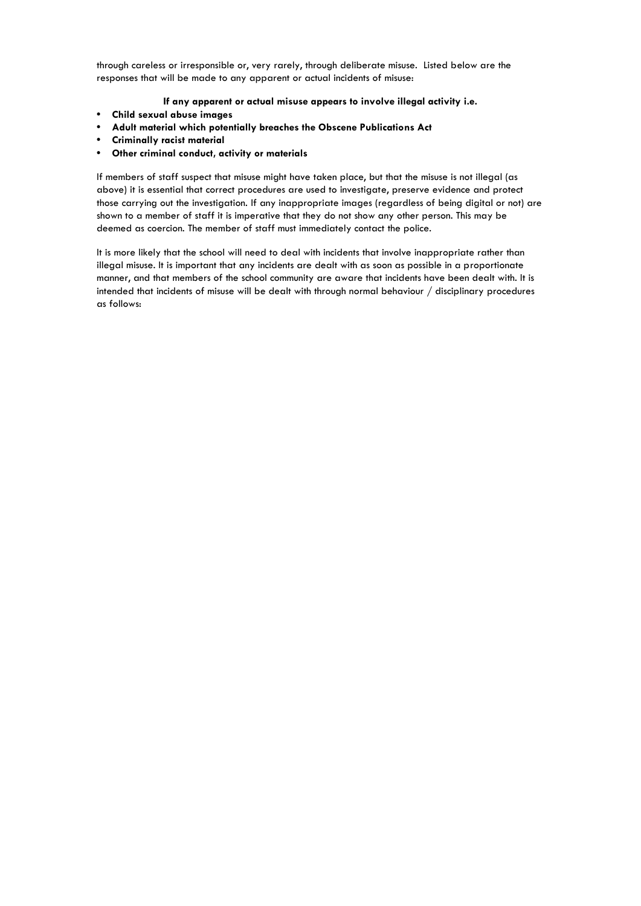through careless or irresponsible or, very rarely, through deliberate misuse. Listed below are the responses that will be made to any apparent or actual incidents of misuse:

**If any apparent or actual misuse appears to involve illegal activity i.e.**

- **Child sexual abuse images**
- **Adult material which potentially breaches the Obscene Publications Act**
- **Criminally racist material**
- **Other criminal conduct, activity or materials**

If members of staff suspect that misuse might have taken place, but that the misuse is not illegal (as above) it is essential that correct procedures are used to investigate, preserve evidence and protect those carrying out the investigation. If any inappropriate images (regardless of being digital or not) are shown to a member of staff it is imperative that they do not show any other person. This may be deemed as coercion. The member of staff must immediately contact the police.

It is more likely that the school will need to deal with incidents that involve inappropriate rather than illegal misuse. It is important that any incidents are dealt with as soon as possible in a proportionate manner, and that members of the school community are aware that incidents have been dealt with. It is intended that incidents of misuse will be dealt with through normal behaviour / disciplinary procedures as follows: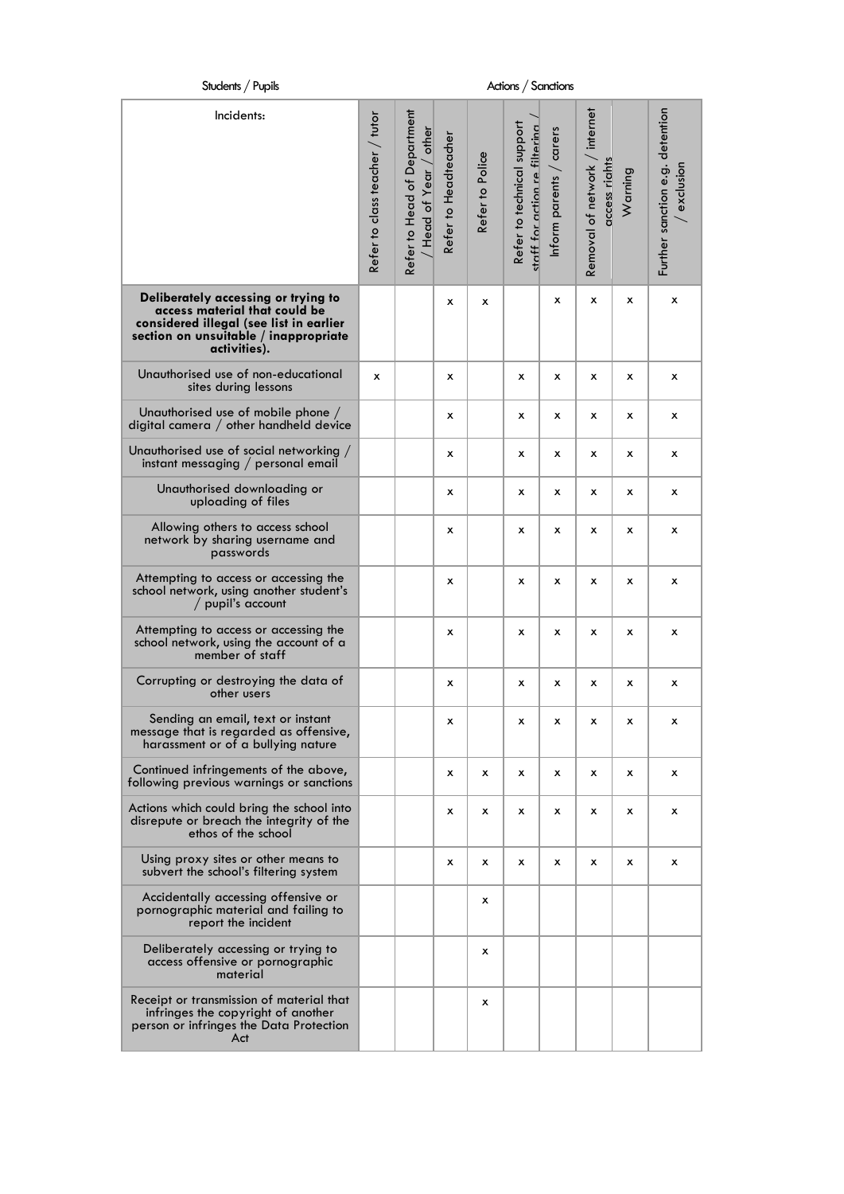| Students / Pupils | Actions / Sanctions | | | | | | | | |
|---|---|---|---|---|---|---|---|---|---|
| Incidents: | Refer to class teacher / tutor | Refer to Head of Department / Head of Year / other | Refer to Headteacher | Refer to Police | Refer to technical support staff for action re filtering / | Inform parents / carers | Removal of network / internet access rights | Warning | Further sanction e.g. detention / exclusion |
| **Deliberately accessing or trying to access material that could be considered illegal (see list in earlier section on unsuitable / inappropriate activities).** | | | x | x | | x | x | x | x |
| Unauthorised use of non-educational sites during lessons | x | | x | | x | x | x | x | x |
| Unauthorised use of mobile phone / digital camera / other handheld device | | | x | | x | x | x | x | x |
| Unauthorised use of social networking / instant messaging / personal email | | | x | | x | x | x | x | x |
| Unauthorised downloading or uploading of files | | | x | | x | x | x | x | x |
| Allowing others to access school network by sharing username and passwords | | | x | | x | x | x | x | x |
| Attempting to access or accessing the school network, using another student's / pupil's account | | | x | | x | x | x | x | x |
| Attempting to access or accessing the school network, using the account of a member of staff | | | x | | x | x | x | x | x |
| Corrupting or destroying the data of other users | | | x | | x | x | x | x | x |
| Sending an email, text or instant message that is regarded as offensive, harassment or of a bullying nature | | | x | | x | x | x | x | x |
| Continued infringements of the above, following previous warnings or sanctions | | | x | x | x | x | x | x | x |
| Actions which could bring the school into disrepute or breach the integrity of the ethos of the school | | | x | x | x | x | x | x | x |
| Using proxy sites or other means to subvert the school's filtering system | | | x | x | x | x | x | x | x |
| Accidentally accessing offensive or pornographic material and failing to report the incident | | | | x | | | | | |
| Deliberately accessing or trying to access offensive or pornographic material | | | | x | | | | | |
| Receipt or transmission of material that infringes the copyright of another person or infringes the Data Protection Act | | | | x | | | | | |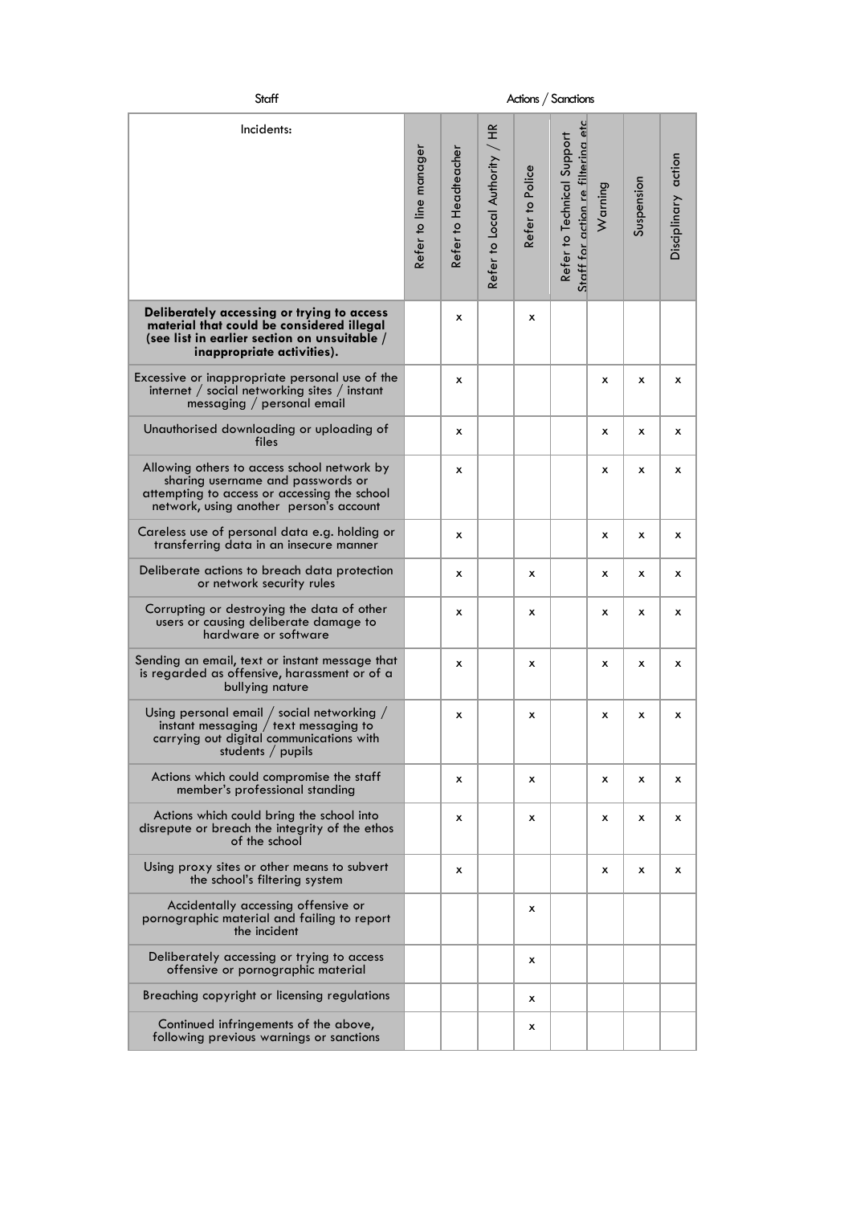Staff — Actions / Sanctions

| Incidents: | Refer to line manager | Refer to Headteacher | Refer to Local Authority / HR | Refer to Police | Refer to Technical Support Staff for action re filtering etc | Warning | Suspension | Disciplinary action |
|---|---|---|---|---|---|---|---|---|
| **Deliberately accessing or trying to access material that could be considered illegal (see list in earlier section on unsuitable / inappropriate activities).** | | x | | x | | | | |
| Excessive or inappropriate personal use of the internet / social networking sites / instant messaging / personal email | | x | | | | x | x | x |
| Unauthorised downloading or uploading of files | | x | | | | x | x | x |
| Allowing others to access school network by sharing username and passwords or attempting to access or accessing the school network, using another person's account | | x | | | | x | x | x |
| Careless use of personal data e.g. holding or transferring data in an insecure manner | | x | | | | x | x | x |
| Deliberate actions to breach data protection or network security rules | | x | | x | | x | x | x |
| Corrupting or destroying the data of other users or causing deliberate damage to hardware or software | | x | | x | | x | x | x |
| Sending an email, text or instant message that is regarded as offensive, harassment or of a bullying nature | | x | | x | | x | x | x |
| Using personal email / social networking / instant messaging / text messaging to carrying out digital communications with students / pupils | | x | | x | | x | x | x |
| Actions which could compromise the staff member's professional standing | | x | | x | | x | x | x |
| Actions which could bring the school into disrepute or breach the integrity of the ethos of the school | | x | | x | | x | x | x |
| Using proxy sites or other means to subvert the school's filtering system | | x | | | | x | x | x |
| Accidentally accessing offensive or pornographic material and failing to report the incident | | | | x | | | | |
| Deliberately accessing or trying to access offensive or pornographic material | | | | x | | | | |
| Breaching copyright or licensing regulations | | | | x | | | | |
| Continued infringements of the above, following previous warnings or sanctions | | | | x | | | | |